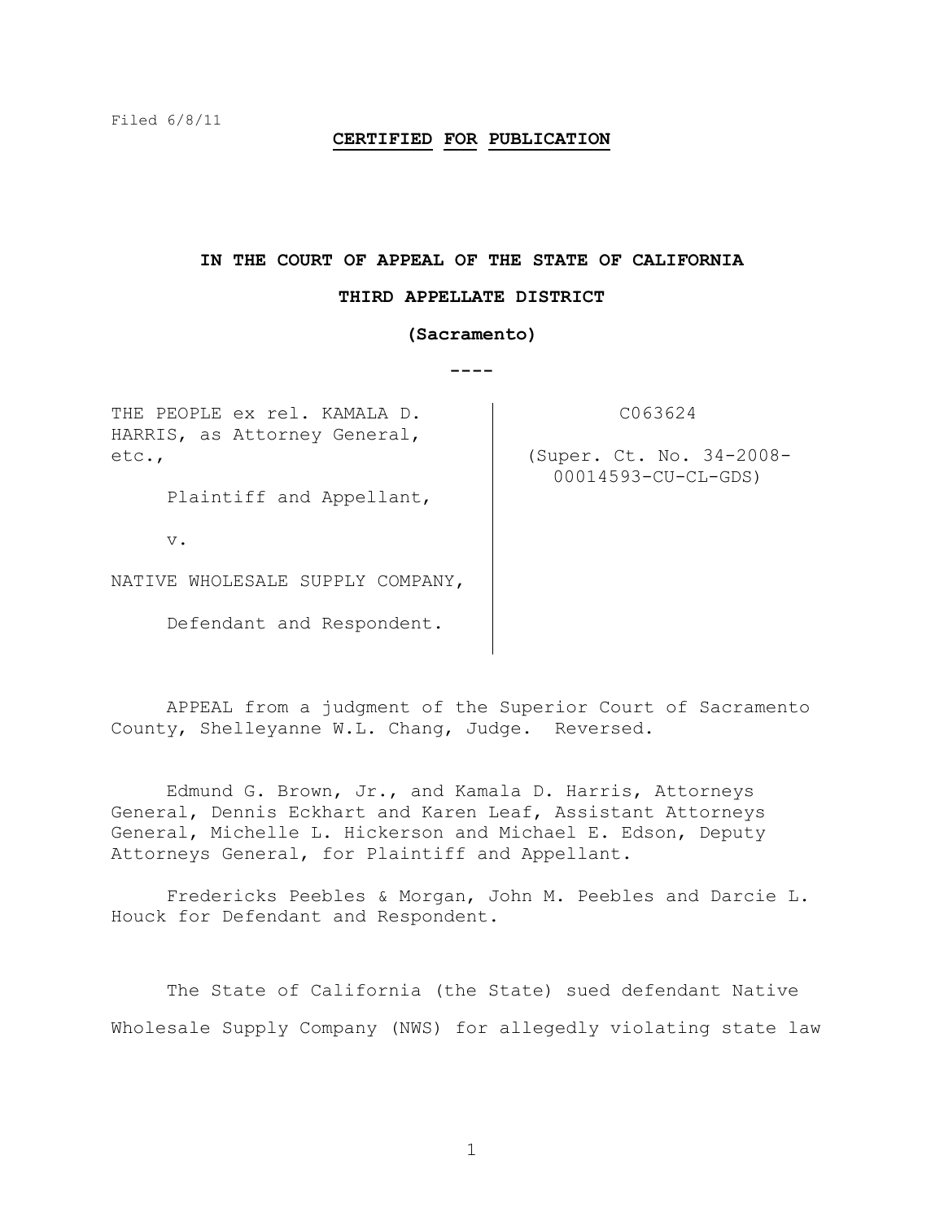Filed 6/8/11

**CERTIFIED FOR PUBLICATION**

**IN THE COURT OF APPEAL OF THE STATE OF CALIFORNIA**

**THIRD APPELLATE DISTRICT**

**(Sacramento)**

----

| | |
|---|---|
| THE PEOPLE ex rel. KAMALA D. HARRIS, as Attorney General, etc.,<br><br>Plaintiff and Appellant,<br><br>v.<br><br>NATIVE WHOLESALE SUPPLY COMPANY,<br><br>Defendant and Respondent. | C063624<br><br>(Super. Ct. No. 34-2008-00014593-CU-CL-GDS) |

APPEAL from a judgment of the Superior Court of Sacramento County, Shelleyanne W.L. Chang, Judge. Reversed.

Edmund G. Brown, Jr., and Kamala D. Harris, Attorneys General, Dennis Eckhart and Karen Leaf, Assistant Attorneys General, Michelle L. Hickerson and Michael E. Edson, Deputy Attorneys General, for Plaintiff and Appellant.

Fredericks Peebles & Morgan, John M. Peebles and Darcie L. Houck for Defendant and Respondent.

The State of California (the State) sued defendant Native Wholesale Supply Company (NWS) for allegedly violating state law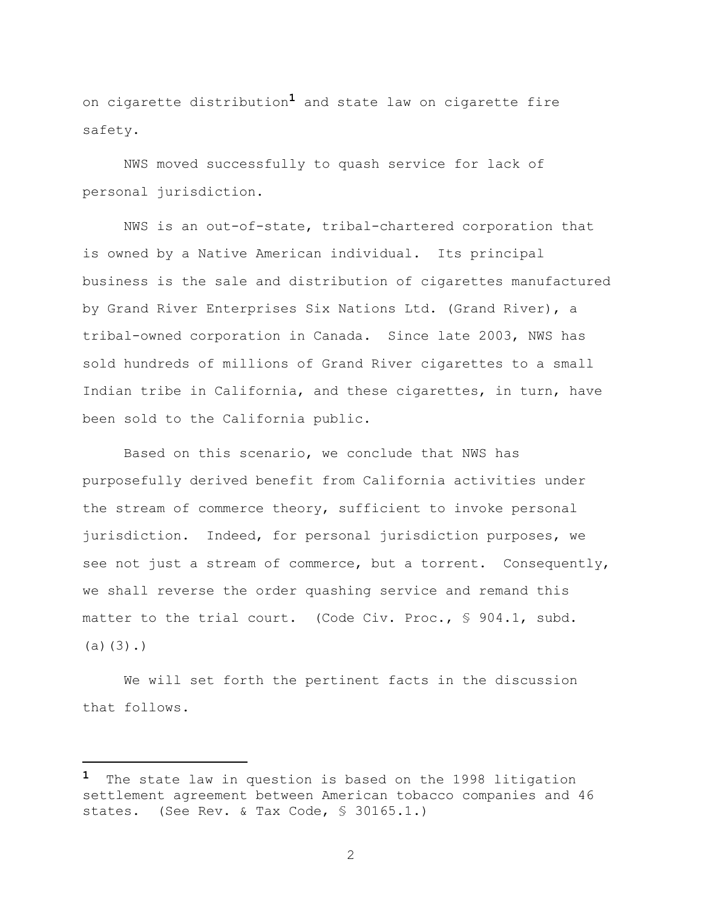on cigarette distribution[1] and state law on cigarette fire safety.

NWS moved successfully to quash service for lack of personal jurisdiction.

NWS is an out-of-state, tribal-chartered corporation that is owned by a Native American individual. Its principal business is the sale and distribution of cigarettes manufactured by Grand River Enterprises Six Nations Ltd. (Grand River), a tribal-owned corporation in Canada. Since late 2003, NWS has sold hundreds of millions of Grand River cigarettes to a small Indian tribe in California, and these cigarettes, in turn, have been sold to the California public.

Based on this scenario, we conclude that NWS has purposefully derived benefit from California activities under the stream of commerce theory, sufficient to invoke personal jurisdiction. Indeed, for personal jurisdiction purposes, we see not just a stream of commerce, but a torrent. Consequently, we shall reverse the order quashing service and remand this matter to the trial court. (Code Civ. Proc., § 904.1, subd. (a)(3).)

We will set forth the pertinent facts in the discussion that follows.

---

[1] The state law in question is based on the 1998 litigation settlement agreement between American tobacco companies and 46 states. (See Rev. & Tax Code, § 30165.1.)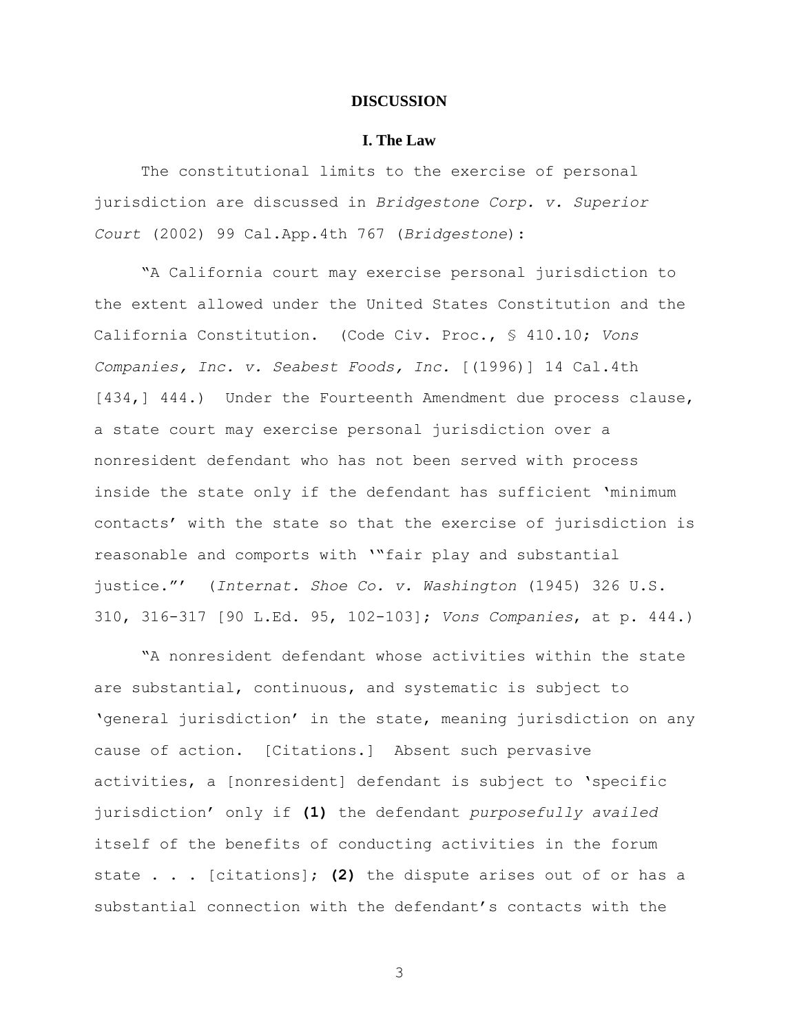## DISCUSSION

### I. The Law

The constitutional limits to the exercise of personal jurisdiction are discussed in *Bridgestone Corp. v. Superior Court* (2002) 99 Cal.App.4th 767 (*Bridgestone*):

"A California court may exercise personal jurisdiction to the extent allowed under the United States Constitution and the California Constitution. (Code Civ. Proc., § 410.10; *Vons Companies, Inc. v. Seabest Foods, Inc.* [(1996)] 14 Cal.4th [434,] 444.) Under the Fourteenth Amendment due process clause, a state court may exercise personal jurisdiction over a nonresident defendant who has not been served with process inside the state only if the defendant has sufficient 'minimum contacts' with the state so that the exercise of jurisdiction is reasonable and comports with '"fair play and substantial justice."' (*Internat. Shoe Co. v. Washington* (1945) 326 U.S. 310, 316-317 [90 L.Ed. 95, 102-103]; *Vons Companies*, at p. 444.)

"A nonresident defendant whose activities within the state are substantial, continuous, and systematic is subject to 'general jurisdiction' in the state, meaning jurisdiction on any cause of action. [Citations.] Absent such pervasive activities, a [nonresident] defendant is subject to 'specific jurisdiction' only if **(1)** the defendant *purposefully availed* itself of the benefits of conducting activities in the forum state . . . [citations]; **(2)** the dispute arises out of or has a substantial connection with the defendant's contacts with the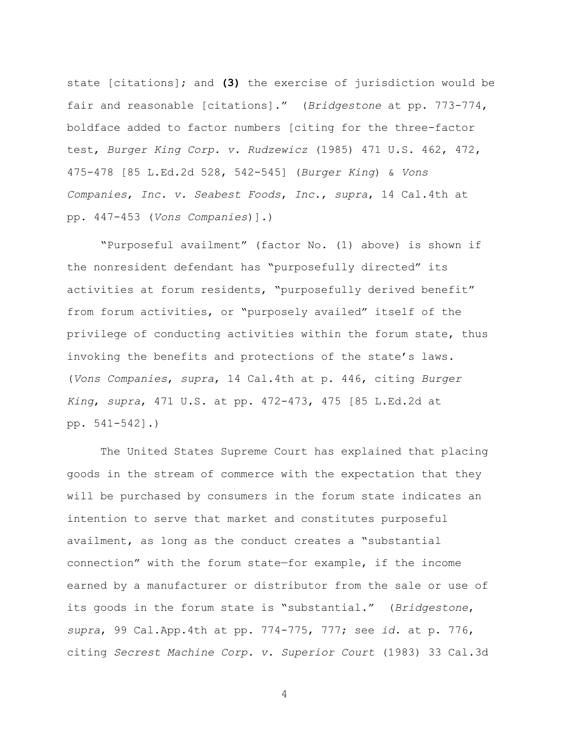state [citations]; and **(3)** the exercise of jurisdiction would be fair and reasonable [citations].” (*Bridgestone* at pp. 773-774, boldface added to factor numbers [citing for the three-factor test, *Burger King Corp. v. Rudzewicz* (1985) 471 U.S. 462, 472, 475-478 [85 L.Ed.2d 528, 542-545] (*Burger King*) & *Vons Companies*, *Inc. v. Seabest Foods*, *Inc.*, *supra*, 14 Cal.4th at pp. 447-453 (*Vons Companies*)].)

“Purposeful availment” (factor No. (1) above) is shown if the nonresident defendant has “purposefully directed” its activities at forum residents, “purposefully derived benefit” from forum activities, or “purposely availed” itself of the privilege of conducting activities within the forum state, thus invoking the benefits and protections of the state’s laws. (*Vons Companies*, *supra*, 14 Cal.4th at p. 446, citing *Burger King*, *supra*, 471 U.S. at pp. 472-473, 475 [85 L.Ed.2d at pp. 541-542].)

The United States Supreme Court has explained that placing goods in the stream of commerce with the expectation that they will be purchased by consumers in the forum state indicates an intention to serve that market and constitutes purposeful availment, as long as the conduct creates a “substantial connection” with the forum state—for example, if the income earned by a manufacturer or distributor from the sale or use of its goods in the forum state is “substantial.” (*Bridgestone*, *supra*, 99 Cal.App.4th at pp. 774-775, 777; see *id*. at p. 776, citing *Secrest Machine Corp. v. Superior Court* (1983) 33 Cal.3d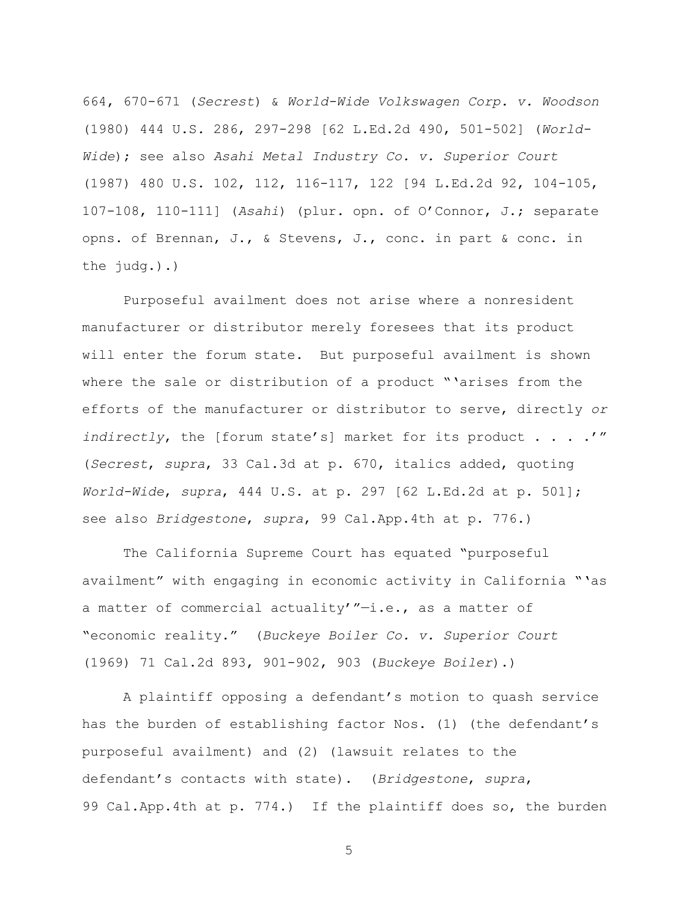664, 670-671 (*Secrest*) & *World-Wide Volkswagen Corp. v. Woodson* (1980) 444 U.S. 286, 297-298 [62 L.Ed.2d 490, 501-502] (*World-Wide*); see also *Asahi Metal Industry Co. v. Superior Court* (1987) 480 U.S. 102, 112, 116-117, 122 [94 L.Ed.2d 92, 104-105, 107-108, 110-111] (*Asahi*) (plur. opn. of O'Connor, J.; separate opns. of Brennan, J., & Stevens, J., conc. in part & conc. in the judg.).)

Purposeful availment does not arise where a nonresident manufacturer or distributor merely foresees that its product will enter the forum state. But purposeful availment is shown where the sale or distribution of a product "'arises from the efforts of the manufacturer or distributor to serve, directly *or indirectly*, the [forum state's] market for its product . . . .'" (*Secrest*, *supra*, 33 Cal.3d at p. 670, italics added, quoting *World-Wide*, *supra*, 444 U.S. at p. 297 [62 L.Ed.2d at p. 501]; see also *Bridgestone*, *supra*, 99 Cal.App.4th at p. 776.)

The California Supreme Court has equated "purposeful availment" with engaging in economic activity in California "'as a matter of commercial actuality'"—i.e., as a matter of "economic reality." (*Buckeye Boiler Co. v. Superior Court* (1969) 71 Cal.2d 893, 901-902, 903 (*Buckeye Boiler*).)

A plaintiff opposing a defendant's motion to quash service has the burden of establishing factor Nos. (1) (the defendant's purposeful availment) and (2) (lawsuit relates to the defendant's contacts with state). (*Bridgestone*, *supra*, 99 Cal.App.4th at p. 774.) If the plaintiff does so, the burden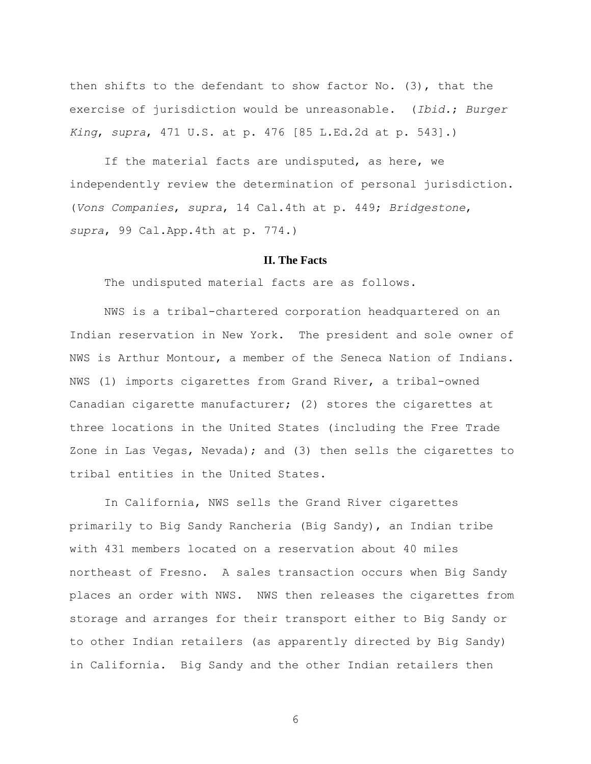then shifts to the defendant to show factor No. (3), that the exercise of jurisdiction would be unreasonable. (*Ibid.*; *Burger King*, *supra*, 471 U.S. at p. 476 [85 L.Ed.2d at p. 543].)

If the material facts are undisputed, as here, we independently review the determination of personal jurisdiction. (*Vons Companies*, *supra*, 14 Cal.4th at p. 449; *Bridgestone*, *supra*, 99 Cal.App.4th at p. 774.)

## II. The Facts

The undisputed material facts are as follows.

NWS is a tribal-chartered corporation headquartered on an Indian reservation in New York. The president and sole owner of NWS is Arthur Montour, a member of the Seneca Nation of Indians. NWS (1) imports cigarettes from Grand River, a tribal-owned Canadian cigarette manufacturer; (2) stores the cigarettes at three locations in the United States (including the Free Trade Zone in Las Vegas, Nevada); and (3) then sells the cigarettes to tribal entities in the United States.

In California, NWS sells the Grand River cigarettes primarily to Big Sandy Rancheria (Big Sandy), an Indian tribe with 431 members located on a reservation about 40 miles northeast of Fresno. A sales transaction occurs when Big Sandy places an order with NWS. NWS then releases the cigarettes from storage and arranges for their transport either to Big Sandy or to other Indian retailers (as apparently directed by Big Sandy) in California. Big Sandy and the other Indian retailers then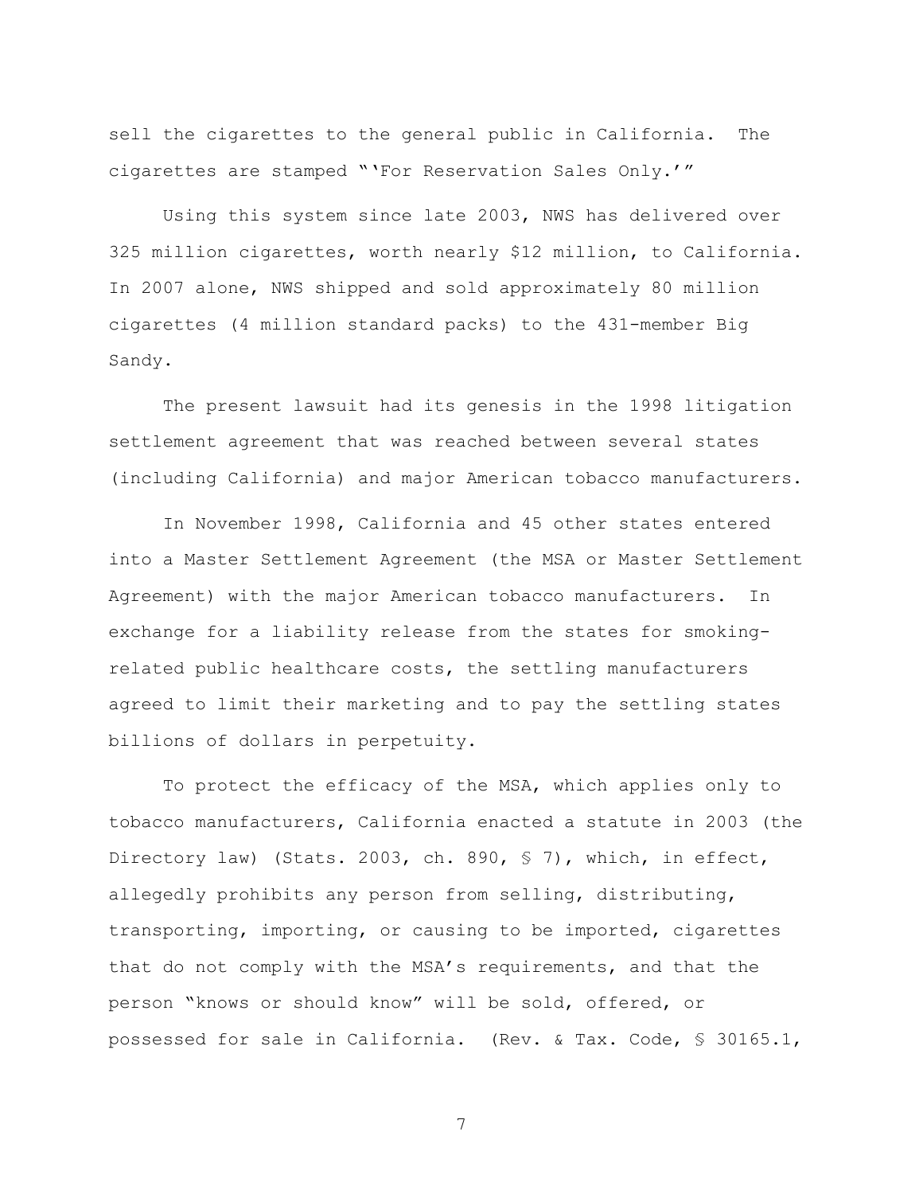sell the cigarettes to the general public in California. The cigarettes are stamped "'For Reservation Sales Only.'"

Using this system since late 2003, NWS has delivered over 325 million cigarettes, worth nearly $12 million, to California. In 2007 alone, NWS shipped and sold approximately 80 million cigarettes (4 million standard packs) to the 431-member Big Sandy.

The present lawsuit had its genesis in the 1998 litigation settlement agreement that was reached between several states (including California) and major American tobacco manufacturers.

In November 1998, California and 45 other states entered into a Master Settlement Agreement (the MSA or Master Settlement Agreement) with the major American tobacco manufacturers. In exchange for a liability release from the states for smoking-related public healthcare costs, the settling manufacturers agreed to limit their marketing and to pay the settling states billions of dollars in perpetuity.

To protect the efficacy of the MSA, which applies only to tobacco manufacturers, California enacted a statute in 2003 (the Directory law) (Stats. 2003, ch. 890, § 7), which, in effect, allegedly prohibits any person from selling, distributing, transporting, importing, or causing to be imported, cigarettes that do not comply with the MSA's requirements, and that the person "knows or should know" will be sold, offered, or possessed for sale in California. (Rev. & Tax. Code, § 30165.1,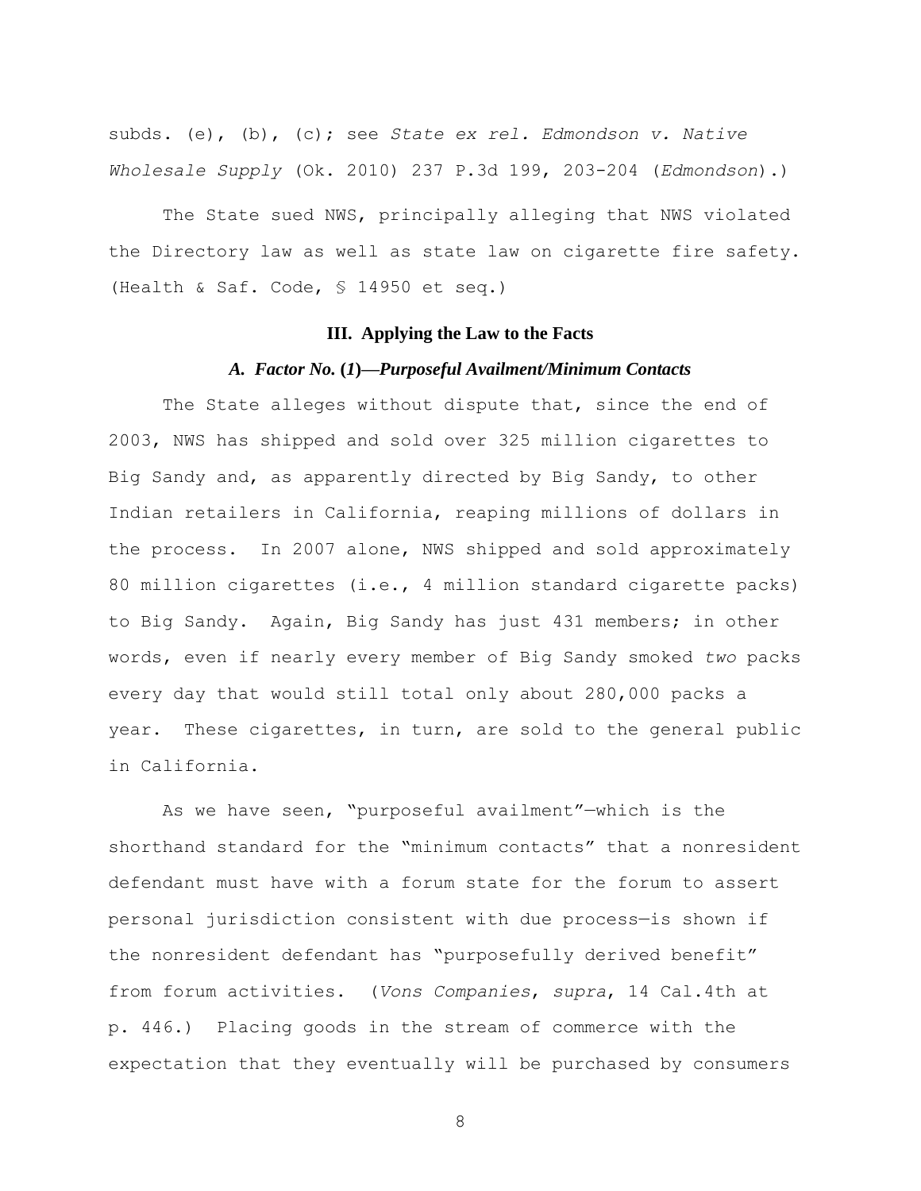subds. (e), (b), (c); see *State ex rel. Edmondson v. Native Wholesale Supply* (Ok. 2010) 237 P.3d 199, 203-204 (*Edmondson*).)

The State sued NWS, principally alleging that NWS violated the Directory law as well as state law on cigarette fire safety. (Health & Saf. Code, § 14950 et seq.)

### III. Applying the Law to the Facts

#### *A. Factor No. (1)—Purposeful Availment/Minimum Contacts*

The State alleges without dispute that, since the end of 2003, NWS has shipped and sold over 325 million cigarettes to Big Sandy and, as apparently directed by Big Sandy, to other Indian retailers in California, reaping millions of dollars in the process. In 2007 alone, NWS shipped and sold approximately 80 million cigarettes (i.e., 4 million standard cigarette packs) to Big Sandy. Again, Big Sandy has just 431 members; in other words, even if nearly every member of Big Sandy smoked *two* packs every day that would still total only about 280,000 packs a year. These cigarettes, in turn, are sold to the general public in California.

As we have seen, "purposeful availment"—which is the shorthand standard for the "minimum contacts" that a nonresident defendant must have with a forum state for the forum to assert personal jurisdiction consistent with due process—is shown if the nonresident defendant has "purposefully derived benefit" from forum activities. (*Vons Companies*, *supra*, 14 Cal.4th at p. 446.) Placing goods in the stream of commerce with the expectation that they eventually will be purchased by consumers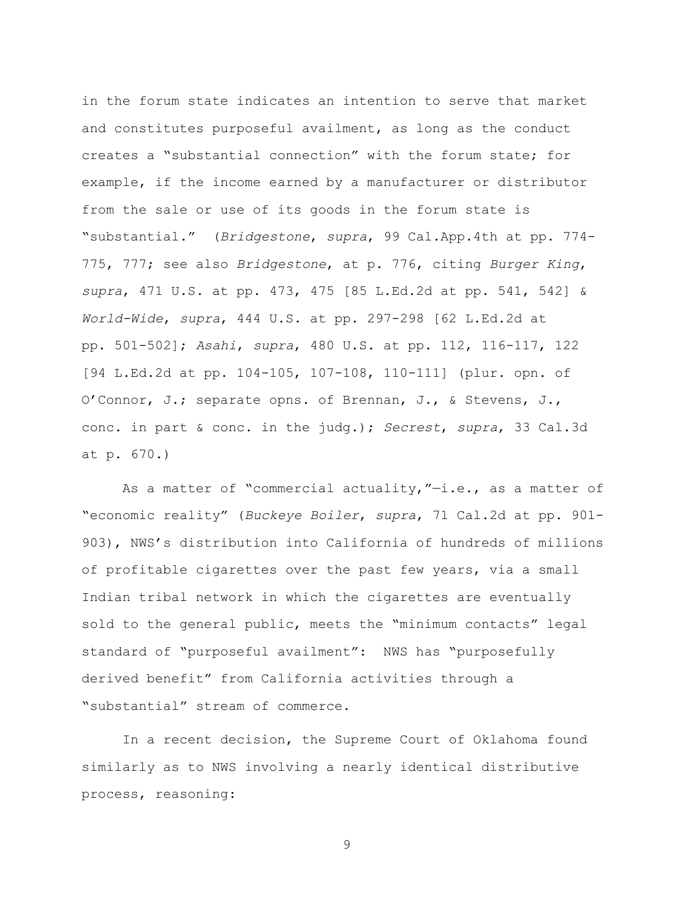in the forum state indicates an intention to serve that market and constitutes purposeful availment, as long as the conduct creates a "substantial connection" with the forum state; for example, if the income earned by a manufacturer or distributor from the sale or use of its goods in the forum state is "substantial." (*Bridgestone*, *supra*, 99 Cal.App.4th at pp. 774-775, 777; see also *Bridgestone*, at p. 776, citing *Burger King*, *supra*, 471 U.S. at pp. 473, 475 [85 L.Ed.2d at pp. 541, 542] & *World-Wide*, *supra*, 444 U.S. at pp. 297-298 [62 L.Ed.2d at pp. 501-502]; *Asahi*, *supra*, 480 U.S. at pp. 112, 116-117, 122 [94 L.Ed.2d at pp. 104-105, 107-108, 110-111] (plur. opn. of O'Connor, J.; separate opns. of Brennan, J., & Stevens, J., conc. in part & conc. in the judg.); *Secrest*, *supra*, 33 Cal.3d at p. 670.)

As a matter of "commercial actuality,"—i.e., as a matter of "economic reality" (*Buckeye Boiler*, *supra*, 71 Cal.2d at pp. 901-903), NWS's distribution into California of hundreds of millions of profitable cigarettes over the past few years, via a small Indian tribal network in which the cigarettes are eventually sold to the general public, meets the "minimum contacts" legal standard of "purposeful availment": NWS has "purposefully derived benefit" from California activities through a "substantial" stream of commerce.

In a recent decision, the Supreme Court of Oklahoma found similarly as to NWS involving a nearly identical distributive process, reasoning: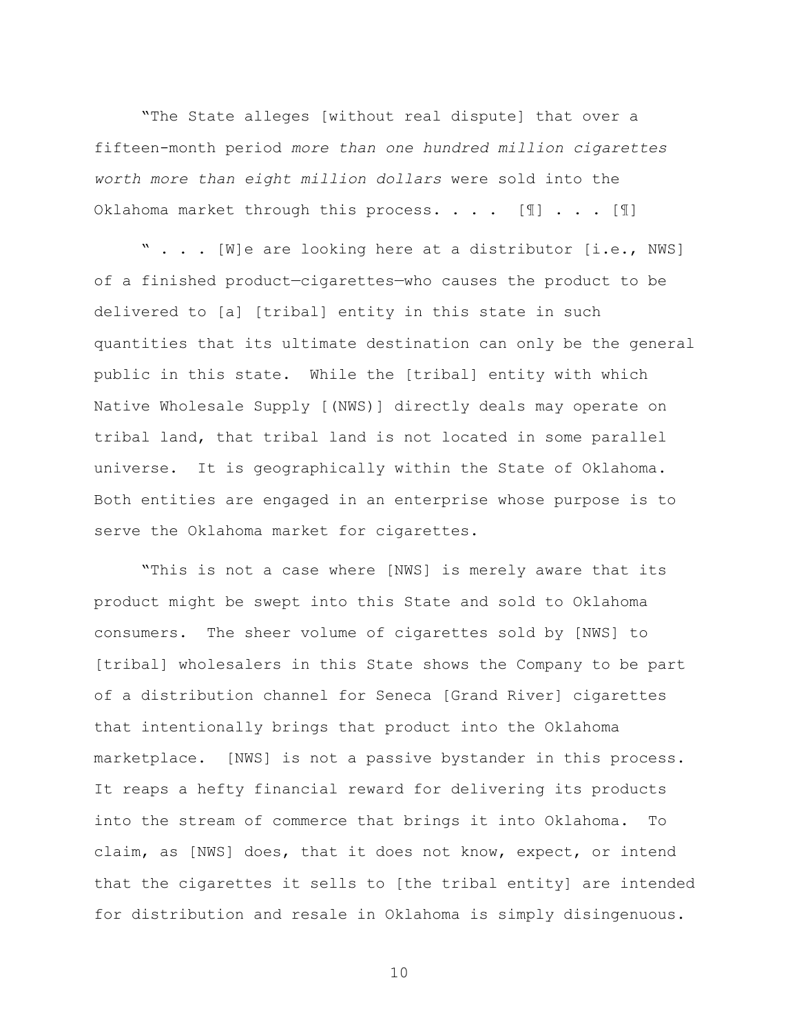"The State alleges [without real dispute] that over a fifteen-month period *more than one hundred million cigarettes worth more than eight million dollars* were sold into the Oklahoma market through this process. . . . [¶] . . . [¶]

" . . . [W]e are looking here at a distributor [i.e., NWS] of a finished product—cigarettes—who causes the product to be delivered to [a] [tribal] entity in this state in such quantities that its ultimate destination can only be the general public in this state. While the [tribal] entity with which Native Wholesale Supply [(NWS)] directly deals may operate on tribal land, that tribal land is not located in some parallel universe. It is geographically within the State of Oklahoma. Both entities are engaged in an enterprise whose purpose is to serve the Oklahoma market for cigarettes.

"This is not a case where [NWS] is merely aware that its product might be swept into this State and sold to Oklahoma consumers. The sheer volume of cigarettes sold by [NWS] to [tribal] wholesalers in this State shows the Company to be part of a distribution channel for Seneca [Grand River] cigarettes that intentionally brings that product into the Oklahoma marketplace. [NWS] is not a passive bystander in this process. It reaps a hefty financial reward for delivering its products into the stream of commerce that brings it into Oklahoma. To claim, as [NWS] does, that it does not know, expect, or intend that the cigarettes it sells to [the tribal entity] are intended for distribution and resale in Oklahoma is simply disingenuous.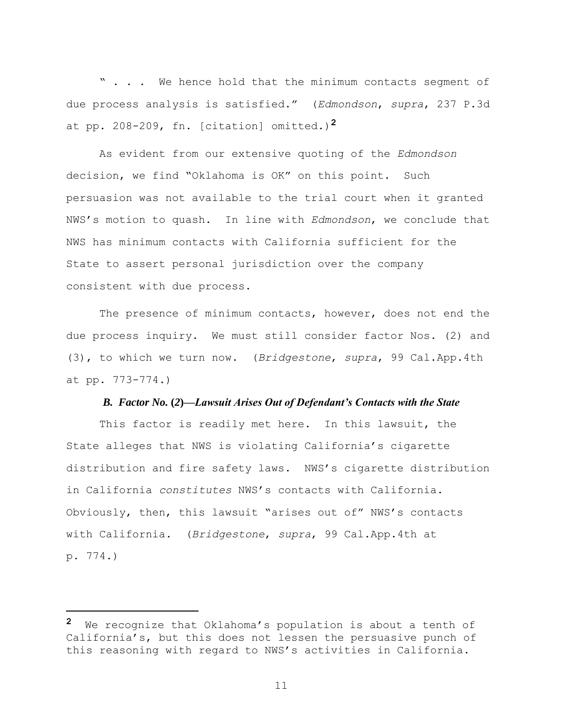" . . . We hence hold that the minimum contacts segment of due process analysis is satisfied." (*Edmondson*, *supra*, 237 P.3d at pp. 208-209, fn. [citation] omitted.)[2]

As evident from our extensive quoting of the *Edmondson* decision, we find "Oklahoma is OK" on this point. Such persuasion was not available to the trial court when it granted NWS's motion to quash. In line with *Edmondson*, we conclude that NWS has minimum contacts with California sufficient for the State to assert personal jurisdiction over the company consistent with due process.

The presence of minimum contacts, however, does not end the due process inquiry. We must still consider factor Nos. (2) and (3), to which we turn now. (*Bridgestone*, *supra*, 99 Cal.App.4th at pp. 773-774.)

### *B. Factor No. (2)—Lawsuit Arises Out of Defendant's Contacts with the State*

This factor is readily met here. In this lawsuit, the State alleges that NWS is violating California's cigarette distribution and fire safety laws. NWS's cigarette distribution in California *constitutes* NWS's contacts with California. Obviously, then, this lawsuit "arises out of" NWS's contacts with California. (*Bridgestone*, *supra*, 99 Cal.App.4th at p. 774.)

---

[2] We recognize that Oklahoma's population is about a tenth of California's, but this does not lessen the persuasive punch of this reasoning with regard to NWS's activities in California.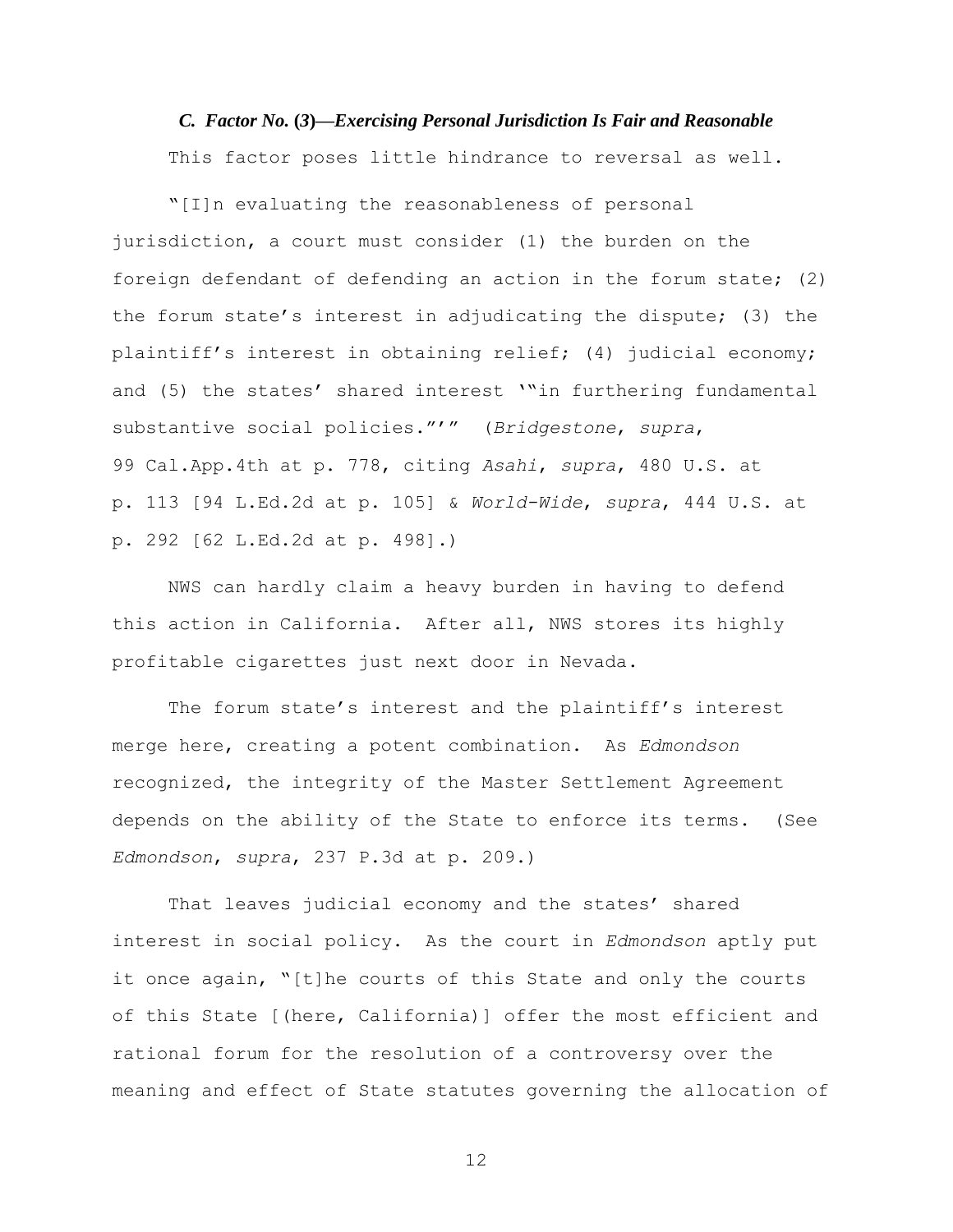### *C. Factor No. (3)—Exercising Personal Jurisdiction Is Fair and Reasonable*

This factor poses little hindrance to reversal as well.

"[I]n evaluating the reasonableness of personal jurisdiction, a court must consider (1) the burden on the foreign defendant of defending an action in the forum state; (2) the forum state's interest in adjudicating the dispute; (3) the plaintiff's interest in obtaining relief; (4) judicial economy; and (5) the states' shared interest '"in furthering fundamental substantive social policies."'" (*Bridgestone*, *supra*, 99 Cal.App.4th at p. 778, citing *Asahi*, *supra*, 480 U.S. at p. 113 [94 L.Ed.2d at p. 105] & *World-Wide*, *supra*, 444 U.S. at p. 292 [62 L.Ed.2d at p. 498].)

NWS can hardly claim a heavy burden in having to defend this action in California. After all, NWS stores its highly profitable cigarettes just next door in Nevada.

The forum state's interest and the plaintiff's interest merge here, creating a potent combination. As *Edmondson* recognized, the integrity of the Master Settlement Agreement depends on the ability of the State to enforce its terms. (See *Edmondson*, *supra*, 237 P.3d at p. 209.)

That leaves judicial economy and the states' shared interest in social policy. As the court in *Edmondson* aptly put it once again, "[t]he courts of this State and only the courts of this State [(here, California)] offer the most efficient and rational forum for the resolution of a controversy over the meaning and effect of State statutes governing the allocation of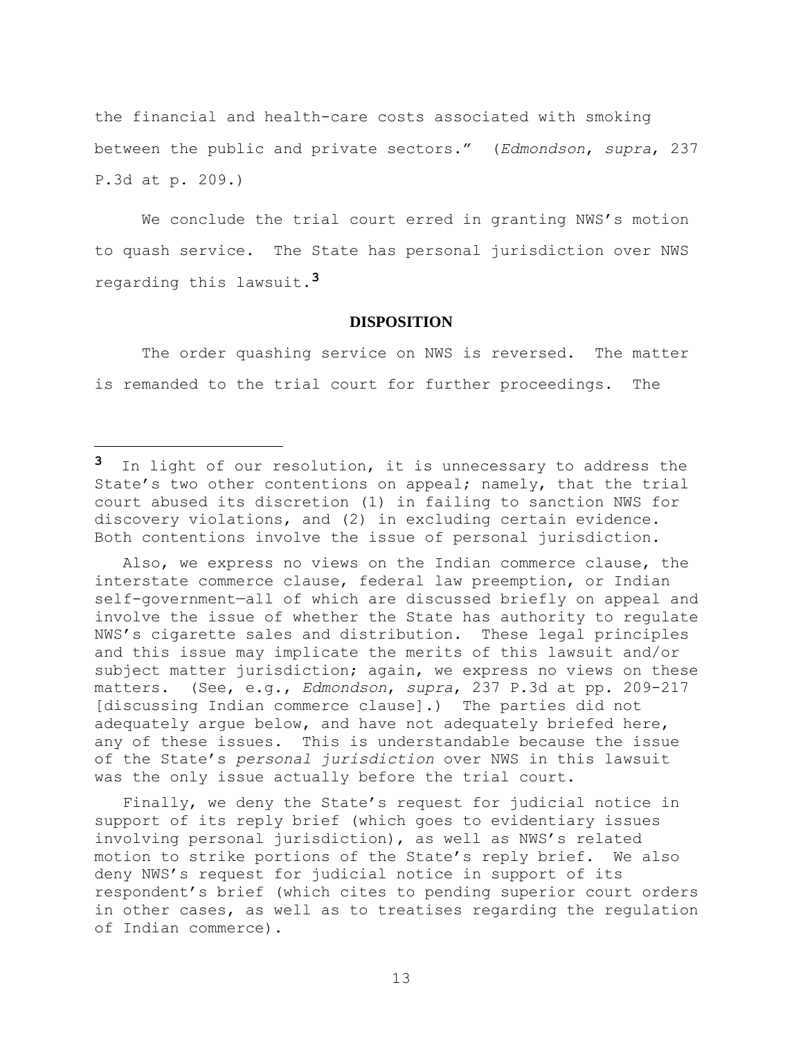the financial and health-care costs associated with smoking between the public and private sectors." (*Edmondson*, *supra*, 237 P.3d at p. 209.)

We conclude the trial court erred in granting NWS's motion to quash service. The State has personal jurisdiction over NWS regarding this lawsuit.[3]

## DISPOSITION

The order quashing service on NWS is reversed. The matter is remanded to the trial court for further proceedings. The

---

[3] In light of our resolution, it is unnecessary to address the State's two other contentions on appeal; namely, that the trial court abused its discretion (1) in failing to sanction NWS for discovery violations, and (2) in excluding certain evidence. Both contentions involve the issue of personal jurisdiction.

Also, we express no views on the Indian commerce clause, the interstate commerce clause, federal law preemption, or Indian self-government—all of which are discussed briefly on appeal and involve the issue of whether the State has authority to regulate NWS's cigarette sales and distribution. These legal principles and this issue may implicate the merits of this lawsuit and/or subject matter jurisdiction; again, we express no views on these matters. (See, e.g., *Edmondson*, *supra*, 237 P.3d at pp. 209-217 [discussing Indian commerce clause].) The parties did not adequately argue below, and have not adequately briefed here, any of these issues. This is understandable because the issue of the State's *personal jurisdiction* over NWS in this lawsuit was the only issue actually before the trial court.

Finally, we deny the State's request for judicial notice in support of its reply brief (which goes to evidentiary issues involving personal jurisdiction), as well as NWS's related motion to strike portions of the State's reply brief. We also deny NWS's request for judicial notice in support of its respondent's brief (which cites to pending superior court orders in other cases, as well as to treatises regarding the regulation of Indian commerce).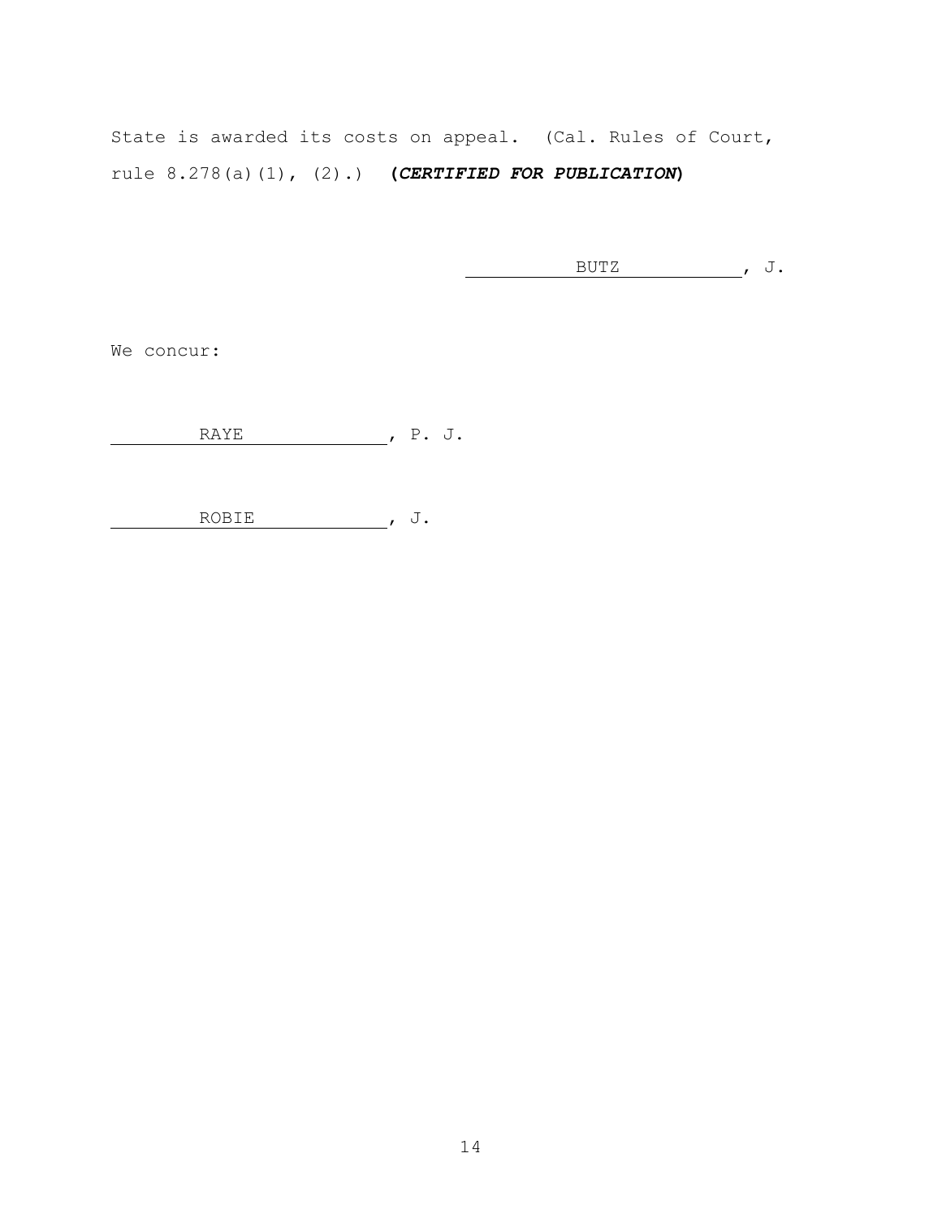State is awarded its costs on appeal. (Cal. Rules of Court, rule 8.278(a)(1), (2).) **(*CERTIFIED FOR PUBLICATION*)**

BUTZ , J.

We concur:

RAYE , P. J.

ROBIE , J.